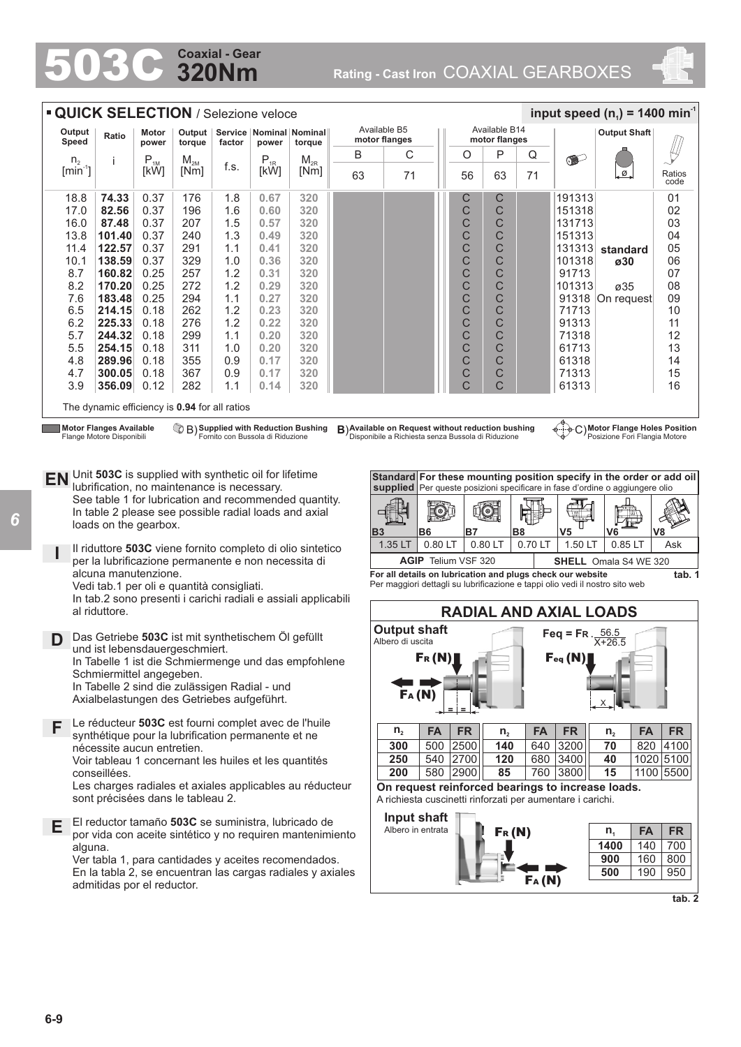# 503C Coaxial - Gear 320Nm

Rating - Cast Iron COAXIAL GEARBOXES

## QUICK SELECTION / Selezione veloce

input speed ($n_1$) = 1400 min$^{-1}$

| Output Speed $n_2$ [min$^{-1}$] | Ratio i | Motor power $P_{1M}$ [kW] | Output torque $M_{2M}$ [Nm] | Service factor f.s. | Nominal power $P_{1R}$ [kW] | Nominal torque $M_{2R}$ [Nm] | Available B5 motor flanges B 63 | Available B5 motor flanges C 71 | Available B14 motor flanges O 56 | Available B14 motor flanges P 63 | Available B14 motor flanges Q 71 | | Output Shaft | Ratios code |
|---|---|---|---|---|---|---|---|---|---|---|---|---|---|---|
| 18.8 | **74.33** | 0.37 | 176 | 1.8 | 0.67 | 320 | | | C | C | | 191313 | | 01 |
| 17.0 | **82.56** | 0.37 | 196 | 1.6 | 0.60 | 320 | | | C | C | | 151318 | | 02 |
| 16.0 | **87.48** | 0.37 | 207 | 1.5 | 0.57 | 320 | | | C | C | | 131713 | | 03 |
| 13.8 | **101.40** | 0.37 | 240 | 1.3 | 0.49 | 320 | | | C | C | | 151313 | | 04 |
| 11.4 | **122.57** | 0.37 | 291 | 1.1 | 0.41 | 320 | | | C | C | | 131313 | **standard** | 05 |
| 10.1 | **138.59** | 0.37 | 329 | 1.0 | 0.36 | 320 | | | C | C | | 101318 | **ø30** | 06 |
| 8.7 | **160.82** | 0.25 | 257 | 1.2 | 0.31 | 320 | | | C | C | | 91713 | | 07 |
| 8.2 | **170.20** | 0.25 | 272 | 1.2 | 0.29 | 320 | | | C | C | | 101313 | ø35 | 08 |
| 7.6 | **183.48** | 0.25 | 294 | 1.1 | 0.27 | 320 | | | C | C | | 91318 | On request | 09 |
| 6.5 | **214.15** | 0.18 | 262 | 1.2 | 0.23 | 320 | | | C | C | | 71713 | | 10 |
| 6.2 | **225.33** | 0.18 | 276 | 1.2 | 0.22 | 320 | | | C | C | | 91313 | | 11 |
| 5.7 | **244.32** | 0.18 | 299 | 1.1 | 0.20 | 320 | | | C | C | | 71318 | | 12 |
| 5.5 | **254.15** | 0.18 | 311 | 1.0 | 0.20 | 320 | | | C | C | | 61713 | | 13 |
| 4.8 | **289.96** | 0.18 | 355 | 0.9 | 0.17 | 320 | | | C | C | | 61318 | | 14 |
| 4.7 | **300.05** | 0.18 | 367 | 0.9 | 0.17 | 320 | | | C | C | | 71313 | | 15 |
| 3.9 | **356.09** | 0.12 | 282 | 1.1 | 0.14 | 320 | | | C | C | | 61313 | | 16 |

The dynamic efficiency is **0.94** for all ratios

**Motor Flanges Available** Flange Motore Disponibili — B) **Supplied with Reduction Bushing** Fornito con Bussola di Riduzione — B) **Available on Request without reduction bushing** Disponibile a Richiesta senza Bussola di Riduzione — C) **Motor Flange Holes Position** Posizione Fori Flangia Motore

**EN** Unit **503C** is supplied with synthetic oil for lifetime lubrification, no maintenance is necessary. See table 1 for lubrication and recommended quantity. In table 2 please see possible radial loads and axial loads on the gearbox.

**I** Il riduttore **503C** viene fornito completo di olio sintetico per la lubrificazione permanente e non necessita di alcuna manutenzione. Vedi tab.1 per oli e quantità consigliati. In tab.2 sono presenti i carichi radiali e assiali applicabili al riduttore.

**D** Das Getriebe **503C** ist mit synthetischem Öl gefüllt und ist lebensdauergeschmiert. In Tabelle 1 ist die Schmiermenge und das empfohlene Schmiermittel angegeben. In Tabelle 2 sind die zulässigen Radial - und Axialbelastungen des Getriebes aufgeführt.

**F** Le réducteur **503C** est fourni complet avec de l'huile synthétique pour la lubrification permanente et ne nécessite aucun entretien. Voir tableau 1 concernant les huiles et les quantités conseillées. Les charges radiales et axiales applicables au réducteur sont précisées dans le tableau 2.

**E** El reductor tamaño **503C** se suministra, lubricado de por vida con aceite sintético y no requiren mantenimiento alguna. Ver tabla 1, para cantidades y aceites recomendados. En la tabla 2, se encuentran las cargas radiales y axiales admitidas por el reductor.

| **Standard supplied** | **For these mounting position specify in the order or add oil** Per queste posizioni specificare in fase d'ordine o aggiungere olio | | | | | |
|---|---|---|---|---|---|---|
| B3 | B6 | B7 | B8 | V5 | V6 | V8 |
| 1.35 LT | 0.80 LT | 0.80 LT | 0.70 LT | 1.50 LT | 0.85 LT | Ask |
| **AGIP** Telium VSF 320 | | | **SHELL** Omala S4 WE 320 | | | |

**For all details on lubrication and plugs check our website**
Per maggiori dettagli su lubrificazione e tappi olio vedi il nostro sito web

**tab. 1**

## RADIAL AND AXIAL LOADS

**Output shaft** Albero di uscita

$F_{eq} = F_R \cdot \frac{56.5}{X+26.5}$

| $n_2$ | FA | FR | $n_2$ | FA | FR | $n_2$ | FA | FR |
|---|---|---|---|---|---|---|---|---|
| **300** | 500 | 2500 | **140** | 640 | 3200 | **70** | 820 | 4100 |
| **250** | 540 | 2700 | **120** | 680 | 3400 | **40** | 1020 | 5100 |
| **200** | 580 | 2900 | **85** | 760 | 3800 | **15** | 1100 | 5500 |

**On request reinforced bearings to increase loads.**
A richiesta cuscinetti rinforzati per aumentare i carichi.

**Input shaft** Albero in entrata

| $n_1$ | FA | FR |
|---|---|---|
| **1400** | 140 | 700 |
| **900** | 160 | 800 |
| **500** | 190 | 950 |

**tab. 2**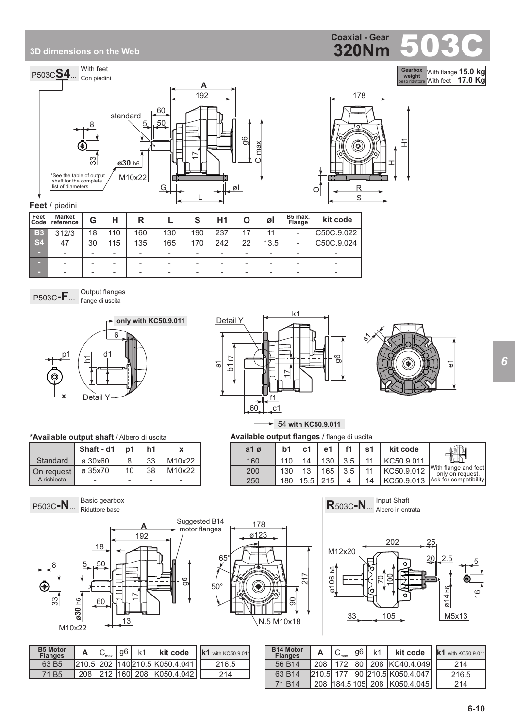3D dimensions on the Web

# Coaxial - Gear 320Nm 503C

| Gearbox weight / peso riduttore | |
|---|---|
| With flange | 15.0 kg |
| With feet | 17.0 Kg |

## P503C**S4**... With feet / Con piedini

standard

*See the table of output shaft for the complete list of diameters

### Feet / piedini

| Feet Code | Market reference | G | H | R | L | S | H1 | O | øI | B5 max. Flange | kit code |
|---|---|---|---|---|---|---|---|---|---|---|---|
| B3 | 312/3 | 18 | 110 | 160 | 130 | 190 | 237 | 17 | 11 | - | C50C.9.022 |
| S4 | 47 | 30 | 115 | 135 | 165 | 170 | 242 | 22 | 13.5 | - | C50C.9.024 |
| - | - | - | - | - | - | - | - | - | - | - | - |
| - | - | - | - | - | - | - | - | - | - | - | - |
| - | - | - | - | - | - | - | - | - | - | - | - |

## P503C**-F**... Output flanges / flange di uscita

only with KC50.9.011

Detail Y

54 with KC50.9.011

### *Available output shaft / Albero di uscita

| | Shaft - d1 | p1 | h1 | x |
|---|---|---|---|---|
| Standard | ø 30x60 | 8 | 33 | M10x22 |
| On request / A richiesta | ø 35x70 | 10 | 38 | M10x22 |
| | - | - | - | - |

### Available output flanges / flange di uscita

| a1 ø | b1 | c1 | e1 | f1 | s1 | kit code |
|---|---|---|---|---|---|---|
| 160 | 110 | 14 | 130 | 3.5 | 11 | KC50.9.011 |
| 200 | 130 | 13 | 165 | 3.5 | 11 | KC50.9.012 |
| 250 | 180 | 15.5 | 215 | 4 | 14 | KC50.9.013 |

With flange and feet only on request. Ask for compatibility

## P503C**-N**... Basic gearbox / Riduttore base

Suggested B14 motor flanges

| B5 Motor Flanges | A | $C_{max}$ | g6 | k1 | kit code | k1 with KC50.9.011 |
|---|---|---|---|---|---|---|
| 63 B5 | 210.5 | 202 | 140 | 210.5 | K050.4.041 | 216.5 |
| 71 B5 | 208 | 212 | 160 | 208 | K050.4.042 | 214 |

| B14 Motor Flanges | A | $C_{max}$ | g6 | k1 | kit code | k1 with KC50.9.011 |
|---|---|---|---|---|---|---|
| 56 B14 | 208 | 172 | 80 | 208 | KC40.4.049 | 214 |
| 63 B14 | 210.5 | 177 | 90 | 210.5 | K050.4.047 | 216.5 |
| 71 B14 | 208 | 184.5 | 105 | 208 | K050.4.045 | 214 |

## **R**503C**-N**... Input Shaft / Albero in entrata